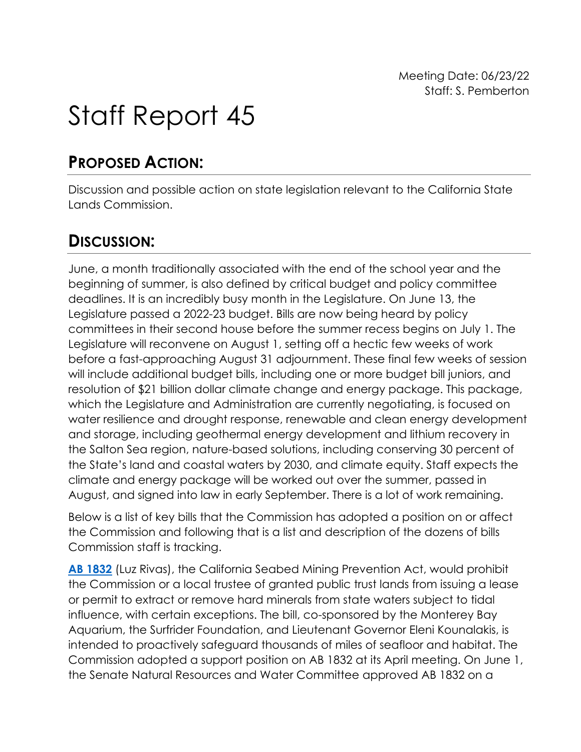Meeting Date: 06/23/22
Staff: S. Pemberton

# Staff Report 45

## PROPOSED ACTION:

Discussion and possible action on state legislation relevant to the California State Lands Commission.

## DISCUSSION:

June, a month traditionally associated with the end of the school year and the beginning of summer, is also defined by critical budget and policy committee deadlines. It is an incredibly busy month in the Legislature. On June 13, the Legislature passed a 2022-23 budget. Bills are now being heard by policy committees in their second house before the summer recess begins on July 1. The Legislature will reconvene on August 1, setting off a hectic few weeks of work before a fast-approaching August 31 adjournment. These final few weeks of session will include additional budget bills, including one or more budget bill juniors, and resolution of $21 billion dollar climate change and energy package. This package, which the Legislature and Administration are currently negotiating, is focused on water resilience and drought response, renewable and clean energy development and storage, including geothermal energy development and lithium recovery in the Salton Sea region, nature-based solutions, including conserving 30 percent of the State's land and coastal waters by 2030, and climate equity. Staff expects the climate and energy package will be worked out over the summer, passed in August, and signed into law in early September. There is a lot of work remaining.

Below is a list of key bills that the Commission has adopted a position on or affect the Commission and following that is a list and description of the dozens of bills Commission staff is tracking.

**AB 1832** (Luz Rivas), the California Seabed Mining Prevention Act, would prohibit the Commission or a local trustee of granted public trust lands from issuing a lease or permit to extract or remove hard minerals from state waters subject to tidal influence, with certain exceptions. The bill, co-sponsored by the Monterey Bay Aquarium, the Surfrider Foundation, and Lieutenant Governor Eleni Kounalakis, is intended to proactively safeguard thousands of miles of seafloor and habitat. The Commission adopted a support position on AB 1832 at its April meeting. On June 1, the Senate Natural Resources and Water Committee approved AB 1832 on a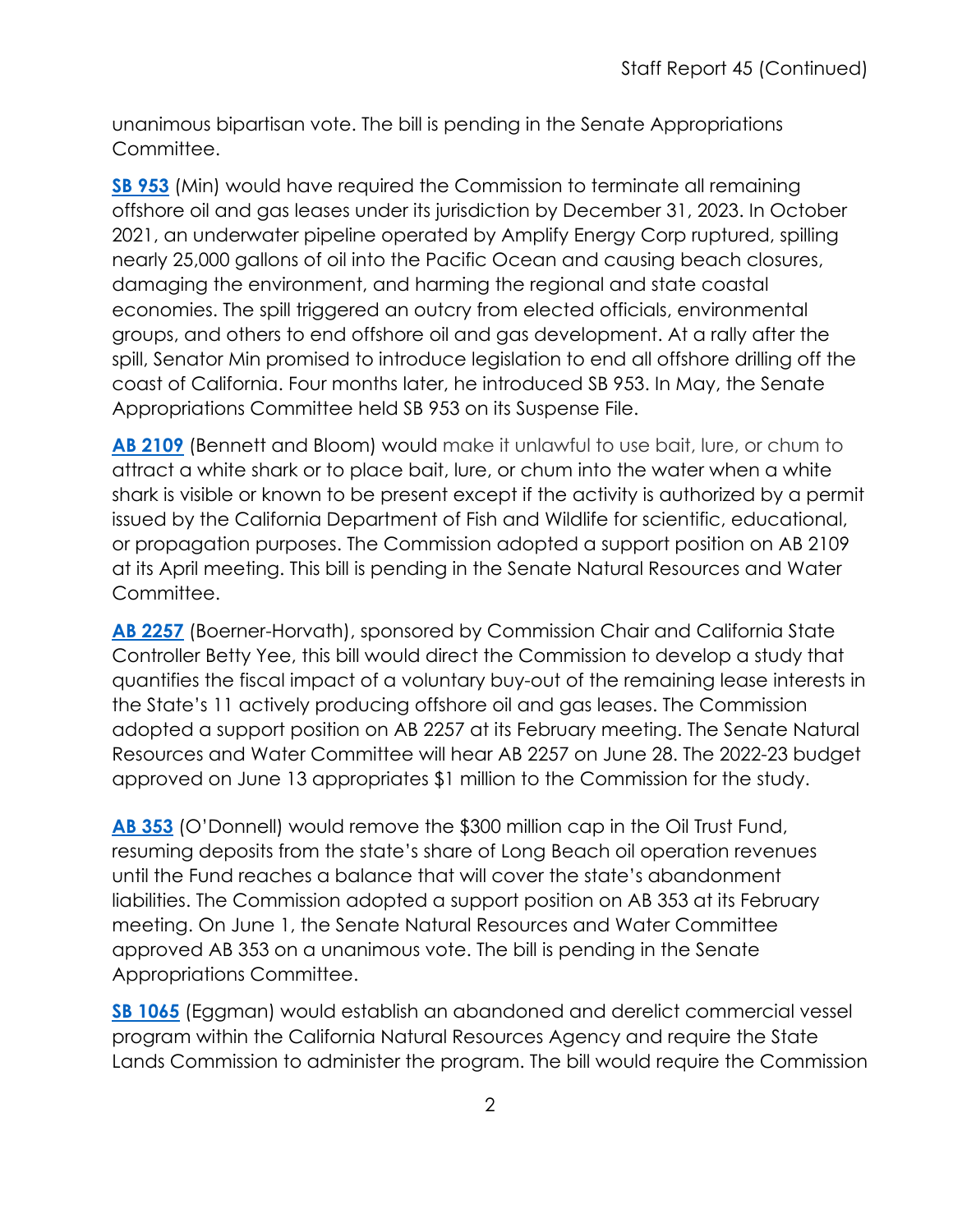unanimous bipartisan vote. The bill is pending in the Senate Appropriations Committee.

**SB 953** (Min) would have required the Commission to terminate all remaining offshore oil and gas leases under its jurisdiction by December 31, 2023. In October 2021, an underwater pipeline operated by Amplify Energy Corp ruptured, spilling nearly 25,000 gallons of oil into the Pacific Ocean and causing beach closures, damaging the environment, and harming the regional and state coastal economies. The spill triggered an outcry from elected officials, environmental groups, and others to end offshore oil and gas development. At a rally after the spill, Senator Min promised to introduce legislation to end all offshore drilling off the coast of California. Four months later, he introduced SB 953. In May, the Senate Appropriations Committee held SB 953 on its Suspense File.

**AB 2109** (Bennett and Bloom) would make it unlawful to use bait, lure, or chum to attract a white shark or to place bait, lure, or chum into the water when a white shark is visible or known to be present except if the activity is authorized by a permit issued by the California Department of Fish and Wildlife for scientific, educational, or propagation purposes. The Commission adopted a support position on AB 2109 at its April meeting. This bill is pending in the Senate Natural Resources and Water Committee.

**AB 2257** (Boerner-Horvath), sponsored by Commission Chair and California State Controller Betty Yee, this bill would direct the Commission to develop a study that quantifies the fiscal impact of a voluntary buy-out of the remaining lease interests in the State's 11 actively producing offshore oil and gas leases. The Commission adopted a support position on AB 2257 at its February meeting. The Senate Natural Resources and Water Committee will hear AB 2257 on June 28. The 2022-23 budget approved on June 13 appropriates $1 million to the Commission for the study.

**AB 353** (O'Donnell) would remove the $300 million cap in the Oil Trust Fund, resuming deposits from the state's share of Long Beach oil operation revenues until the Fund reaches a balance that will cover the state's abandonment liabilities. The Commission adopted a support position on AB 353 at its February meeting. On June 1, the Senate Natural Resources and Water Committee approved AB 353 on a unanimous vote. The bill is pending in the Senate Appropriations Committee.

**SB 1065** (Eggman) would establish an abandoned and derelict commercial vessel program within the California Natural Resources Agency and require the State Lands Commission to administer the program. The bill would require the Commission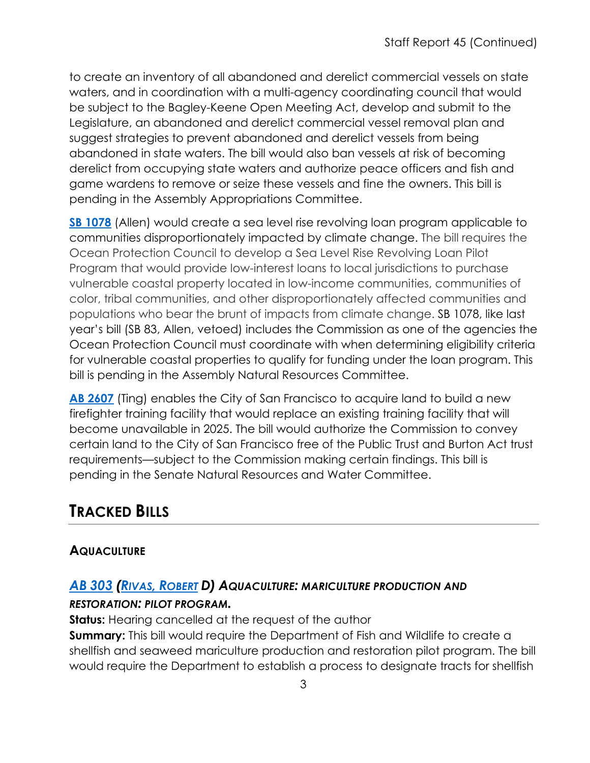to create an inventory of all abandoned and derelict commercial vessels on state waters, and in coordination with a multi-agency coordinating council that would be subject to the Bagley-Keene Open Meeting Act, develop and submit to the Legislature, an abandoned and derelict commercial vessel removal plan and suggest strategies to prevent abandoned and derelict vessels from being abandoned in state waters. The bill would also ban vessels at risk of becoming derelict from occupying state waters and authorize peace officers and fish and game wardens to remove or seize these vessels and fine the owners. This bill is pending in the Assembly Appropriations Committee.

**SB 1078** (Allen) would create a sea level rise revolving loan program applicable to communities disproportionately impacted by climate change. The bill requires the Ocean Protection Council to develop a Sea Level Rise Revolving Loan Pilot Program that would provide low-interest loans to local jurisdictions to purchase vulnerable coastal property located in low-income communities, communities of color, tribal communities, and other disproportionately affected communities and populations who bear the brunt of impacts from climate change. SB 1078, like last year's bill (SB 83, Allen, vetoed) includes the Commission as one of the agencies the Ocean Protection Council must coordinate with when determining eligibility criteria for vulnerable coastal properties to qualify for funding under the loan program. This bill is pending in the Assembly Natural Resources Committee.

**AB 2607** (Ting) enables the City of San Francisco to acquire land to build a new firefighter training facility that would replace an existing training facility that will become unavailable in 2025. The bill would authorize the Commission to convey certain land to the City of San Francisco free of the Public Trust and Burton Act trust requirements—subject to the Commission making certain findings. This bill is pending in the Senate Natural Resources and Water Committee.

## TRACKED BILLS

### AQUACULTURE

#### *AB 303 (RIVAS, ROBERT D) AQUACULTURE: MARICULTURE PRODUCTION AND RESTORATION: PILOT PROGRAM.*

**Status:** Hearing cancelled at the request of the author

**Summary:** This bill would require the Department of Fish and Wildlife to create a shellfish and seaweed mariculture production and restoration pilot program. The bill would require the Department to establish a process to designate tracts for shellfish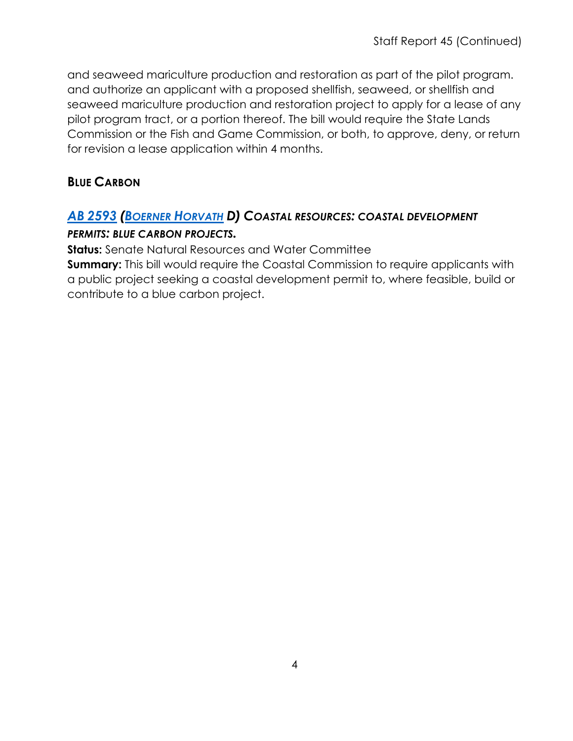and seaweed mariculture production and restoration as part of the pilot program. and authorize an applicant with a proposed shellfish, seaweed, or shellfish and seaweed mariculture production and restoration project to apply for a lease of any pilot program tract, or a portion thereof. The bill would require the State Lands Commission or the Fish and Game Commission, or both, to approve, deny, or return for revision a lease application within 4 months.

## BLUE CARBON

### *AB 2593 (BOERNER HORVATH D) COASTAL RESOURCES: COASTAL DEVELOPMENT PERMITS: BLUE CARBON PROJECTS.*

**Status:** Senate Natural Resources and Water Committee

**Summary:** This bill would require the Coastal Commission to require applicants with a public project seeking a coastal development permit to, where feasible, build or contribute to a blue carbon project.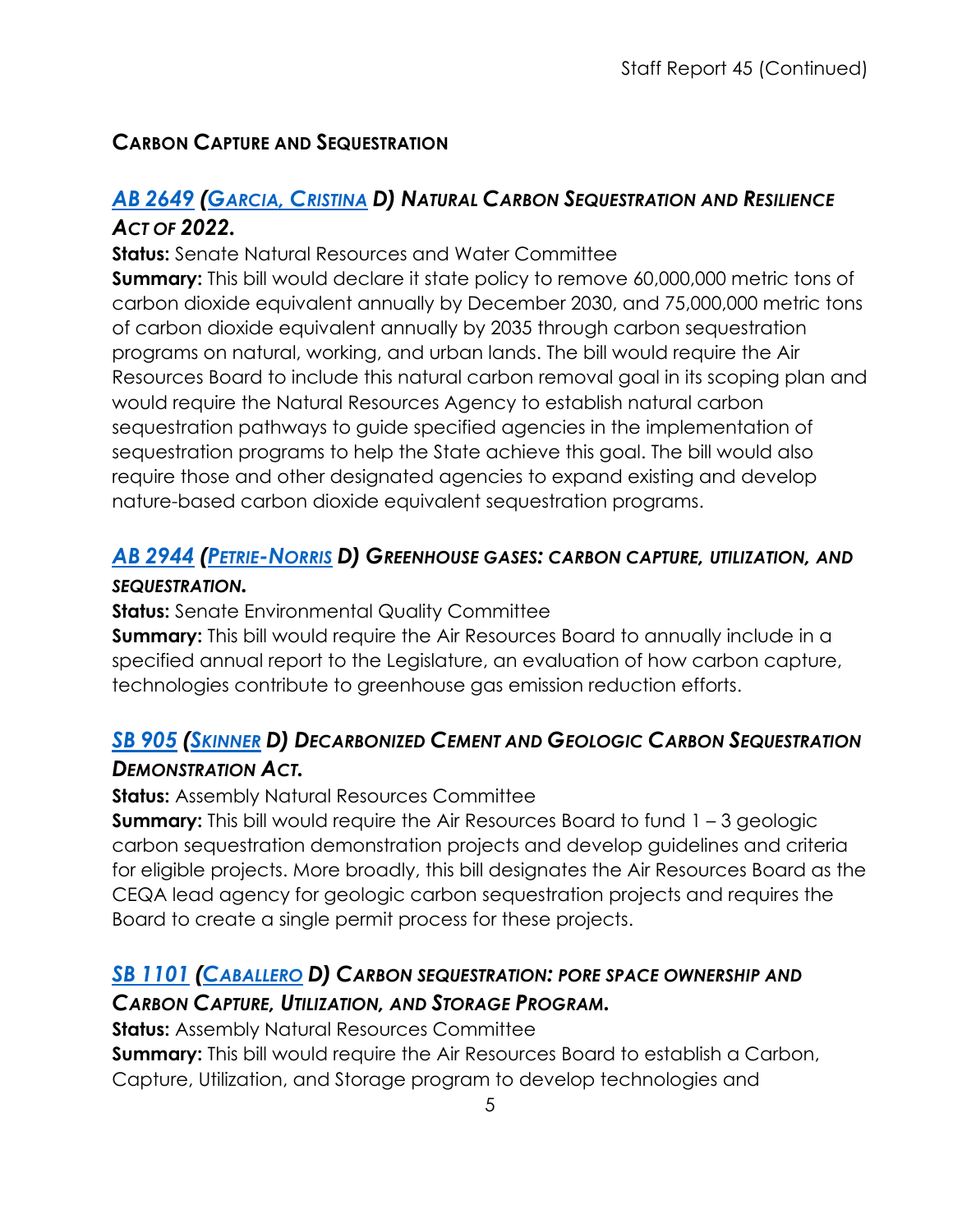## CARBON CAPTURE AND SEQUESTRATION

### *AB 2649 (GARCIA, CRISTINA D) NATURAL CARBON SEQUESTRATION AND RESILIENCE ACT OF 2022.*

**Status:** Senate Natural Resources and Water Committee

**Summary:** This bill would declare it state policy to remove 60,000,000 metric tons of carbon dioxide equivalent annually by December 2030, and 75,000,000 metric tons of carbon dioxide equivalent annually by 2035 through carbon sequestration programs on natural, working, and urban lands. The bill would require the Air Resources Board to include this natural carbon removal goal in its scoping plan and would require the Natural Resources Agency to establish natural carbon sequestration pathways to guide specified agencies in the implementation of sequestration programs to help the State achieve this goal. The bill would also require those and other designated agencies to expand existing and develop nature-based carbon dioxide equivalent sequestration programs.

### *AB 2944 (PETRIE-NORRIS D) GREENHOUSE GASES: CARBON CAPTURE, UTILIZATION, AND SEQUESTRATION.*

**Status:** Senate Environmental Quality Committee

**Summary:** This bill would require the Air Resources Board to annually include in a specified annual report to the Legislature, an evaluation of how carbon capture, technologies contribute to greenhouse gas emission reduction efforts.

### *SB 905 (SKINNER D) DECARBONIZED CEMENT AND GEOLOGIC CARBON SEQUESTRATION DEMONSTRATION ACT.*

**Status:** Assembly Natural Resources Committee

**Summary:** This bill would require the Air Resources Board to fund 1 – 3 geologic carbon sequestration demonstration projects and develop guidelines and criteria for eligible projects. More broadly, this bill designates the Air Resources Board as the CEQA lead agency for geologic carbon sequestration projects and requires the Board to create a single permit process for these projects.

### *SB 1101 (CABALLERO D) CARBON SEQUESTRATION: PORE SPACE OWNERSHIP AND CARBON CAPTURE, UTILIZATION, AND STORAGE PROGRAM.*

**Status:** Assembly Natural Resources Committee

**Summary:** This bill would require the Air Resources Board to establish a Carbon, Capture, Utilization, and Storage program to develop technologies and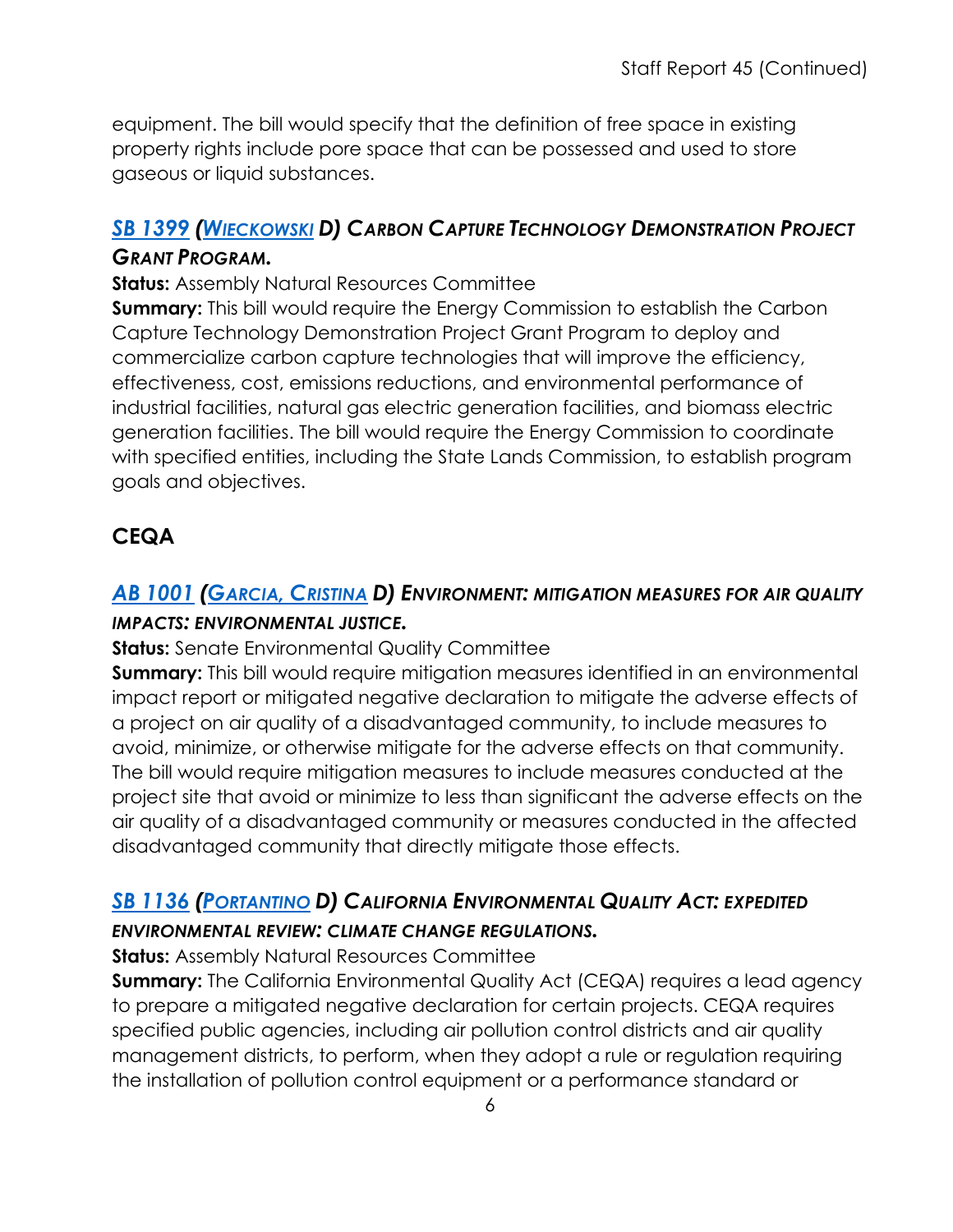equipment. The bill would specify that the definition of free space in existing property rights include pore space that can be possessed and used to store gaseous or liquid substances.

### *SB 1399 (Wieckowski D) Carbon Capture Technology Demonstration Project Grant Program.*

**Status:** Assembly Natural Resources Committee

**Summary:** This bill would require the Energy Commission to establish the Carbon Capture Technology Demonstration Project Grant Program to deploy and commercialize carbon capture technologies that will improve the efficiency, effectiveness, cost, emissions reductions, and environmental performance of industrial facilities, natural gas electric generation facilities, and biomass electric generation facilities. The bill would require the Energy Commission to coordinate with specified entities, including the State Lands Commission, to establish program goals and objectives.

## CEQA

### *AB 1001 (Garcia, Cristina D) Environment: mitigation measures for air quality impacts: environmental justice.*

**Status:** Senate Environmental Quality Committee

**Summary:** This bill would require mitigation measures identified in an environmental impact report or mitigated negative declaration to mitigate the adverse effects of a project on air quality of a disadvantaged community, to include measures to avoid, minimize, or otherwise mitigate for the adverse effects on that community. The bill would require mitigation measures to include measures conducted at the project site that avoid or minimize to less than significant the adverse effects on the air quality of a disadvantaged community or measures conducted in the affected disadvantaged community that directly mitigate those effects.

### *SB 1136 (Portantino D) California Environmental Quality Act: expedited environmental review: climate change regulations.*

**Status:** Assembly Natural Resources Committee

**Summary:** The California Environmental Quality Act (CEQA) requires a lead agency to prepare a mitigated negative declaration for certain projects. CEQA requires specified public agencies, including air pollution control districts and air quality management districts, to perform, when they adopt a rule or regulation requiring the installation of pollution control equipment or a performance standard or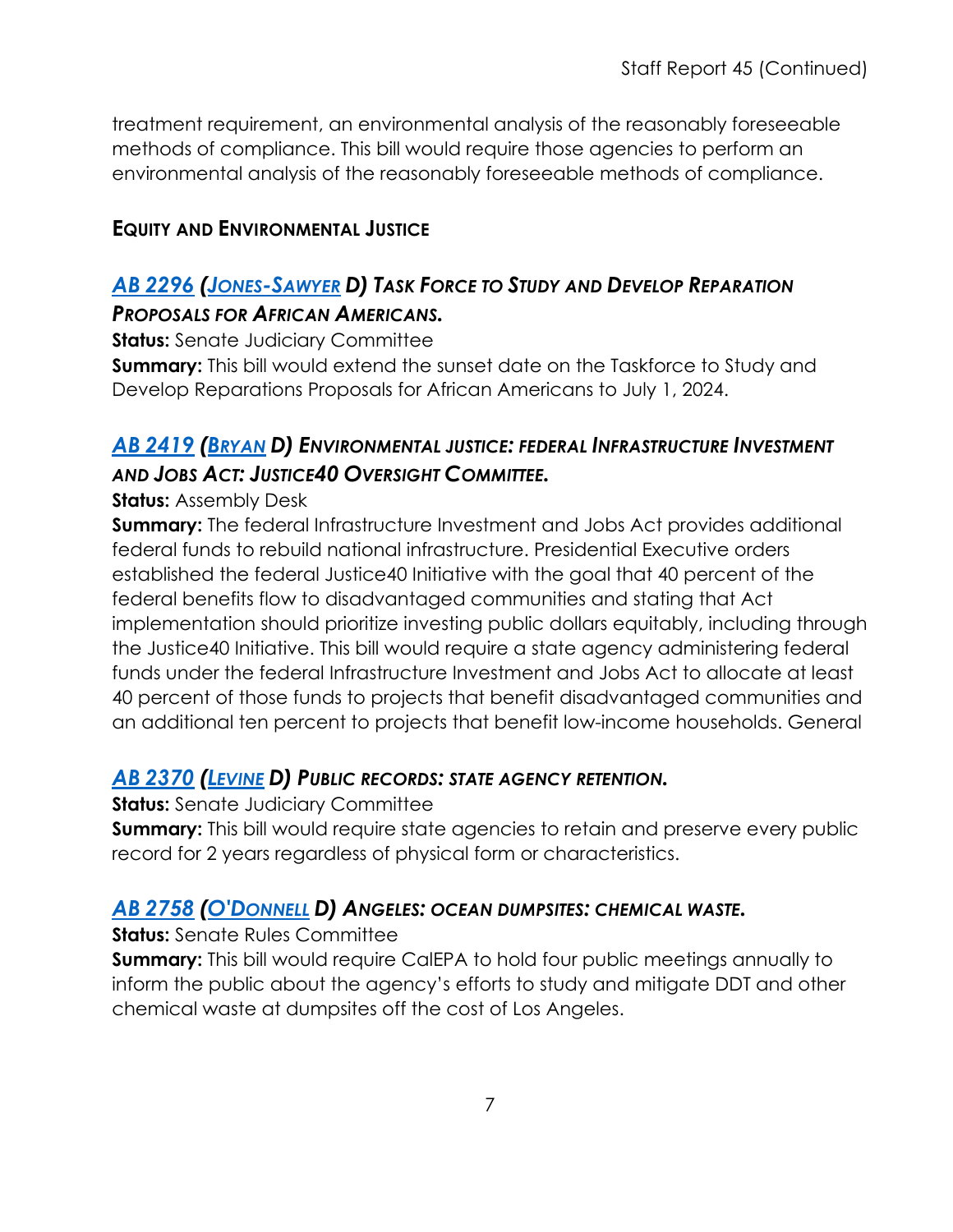treatment requirement, an environmental analysis of the reasonably foreseeable methods of compliance. This bill would require those agencies to perform an environmental analysis of the reasonably foreseeable methods of compliance.

## EQUITY AND ENVIRONMENTAL JUSTICE

### *AB 2296 (JONES-SAWYER D) TASK FORCE TO STUDY AND DEVELOP REPARATION PROPOSALS FOR AFRICAN AMERICANS.*

**Status:** Senate Judiciary Committee
**Summary:** This bill would extend the sunset date on the Taskforce to Study and Develop Reparations Proposals for African Americans to July 1, 2024.

### *AB 2419 (BRYAN D) ENVIRONMENTAL JUSTICE: FEDERAL INFRASTRUCTURE INVESTMENT AND JOBS ACT: JUSTICE40 OVERSIGHT COMMITTEE.*

**Status:** Assembly Desk
**Summary:** The federal Infrastructure Investment and Jobs Act provides additional federal funds to rebuild national infrastructure. Presidential Executive orders established the federal Justice40 Initiative with the goal that 40 percent of the federal benefits flow to disadvantaged communities and stating that Act implementation should prioritize investing public dollars equitably, including through the Justice40 Initiative. This bill would require a state agency administering federal funds under the federal Infrastructure Investment and Jobs Act to allocate at least 40 percent of those funds to projects that benefit disadvantaged communities and an additional ten percent to projects that benefit low-income households. General

### *AB 2370 (LEVINE D) PUBLIC RECORDS: STATE AGENCY RETENTION.*

**Status:** Senate Judiciary Committee
**Summary:** This bill would require state agencies to retain and preserve every public record for 2 years regardless of physical form or characteristics.

### *AB 2758 (O'DONNELL D) ANGELES: OCEAN DUMPSITES: CHEMICAL WASTE.*

**Status:** Senate Rules Committee
**Summary:** This bill would require CalEPA to hold four public meetings annually to inform the public about the agency's efforts to study and mitigate DDT and other chemical waste at dumpsites off the cost of Los Angeles.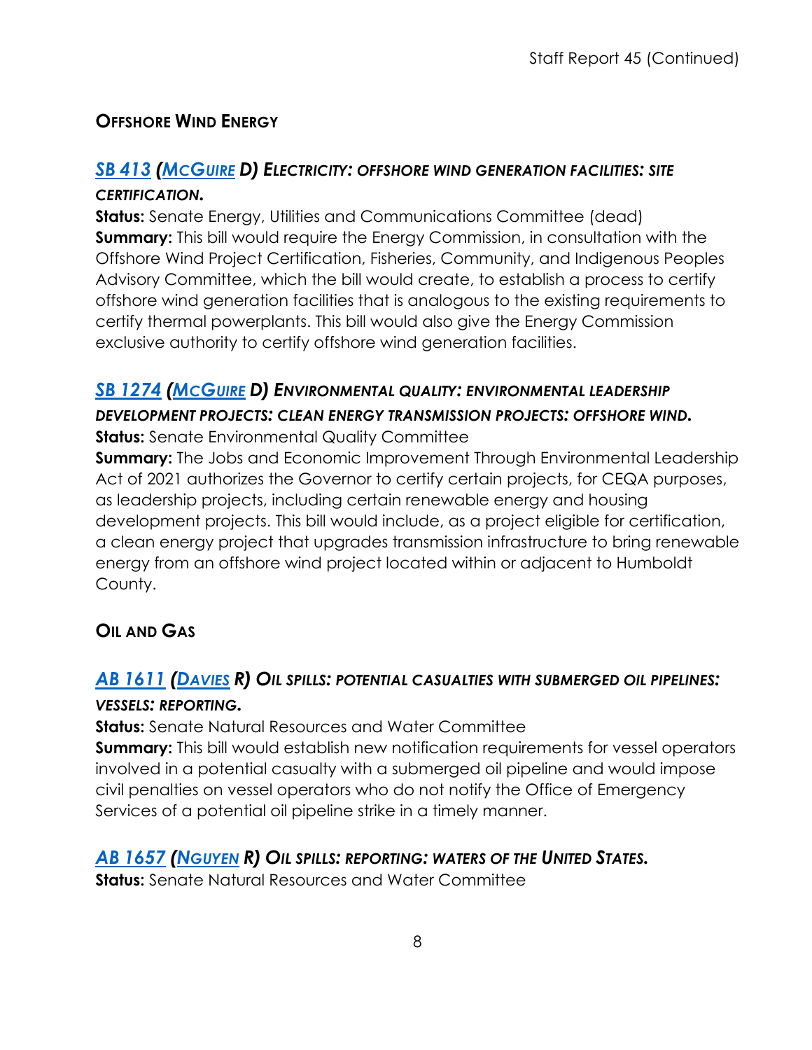## Offshore Wind Energy

### *SB 413 (McGuire D) Electricity: offshore wind generation facilities: site certification.*

**Status:** Senate Energy, Utilities and Communications Committee (dead)
**Summary:** This bill would require the Energy Commission, in consultation with the Offshore Wind Project Certification, Fisheries, Community, and Indigenous Peoples Advisory Committee, which the bill would create, to establish a process to certify offshore wind generation facilities that is analogous to the existing requirements to certify thermal powerplants. This bill would also give the Energy Commission exclusive authority to certify offshore wind generation facilities.

### *SB 1274 (McGuire D) Environmental quality: environmental leadership development projects: clean energy transmission projects: offshore wind.*

**Status:** Senate Environmental Quality Committee
**Summary:** The Jobs and Economic Improvement Through Environmental Leadership Act of 2021 authorizes the Governor to certify certain projects, for CEQA purposes, as leadership projects, including certain renewable energy and housing development projects. This bill would include, as a project eligible for certification, a clean energy project that upgrades transmission infrastructure to bring renewable energy from an offshore wind project located within or adjacent to Humboldt County.

## Oil and Gas

### *AB 1611 (Davies R) Oil spills: potential casualties with submerged oil pipelines: vessels: reporting.*

**Status:** Senate Natural Resources and Water Committee
**Summary:** This bill would establish new notification requirements for vessel operators involved in a potential casualty with a submerged oil pipeline and would impose civil penalties on vessel operators who do not notify the Office of Emergency Services of a potential oil pipeline strike in a timely manner.

### *AB 1657 (Nguyen R) Oil spills: reporting: waters of the United States.*

**Status:** Senate Natural Resources and Water Committee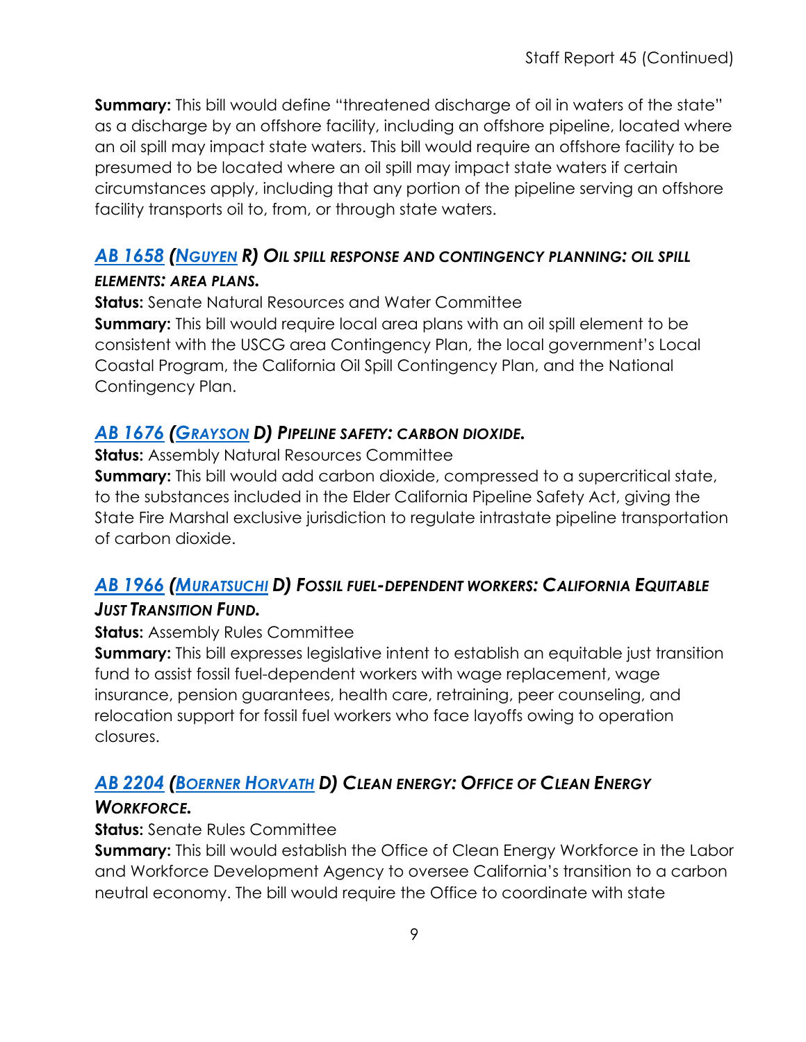**Summary:** This bill would define "threatened discharge of oil in waters of the state" as a discharge by an offshore facility, including an offshore pipeline, located where an oil spill may impact state waters. This bill would require an offshore facility to be presumed to be located where an oil spill may impact state waters if certain circumstances apply, including that any portion of the pipeline serving an offshore facility transports oil to, from, or through state waters.

### *AB 1658 (Nguyen R) Oil spill response and contingency planning: oil spill elements: area plans.*

**Status:** Senate Natural Resources and Water Committee

**Summary:** This bill would require local area plans with an oil spill element to be consistent with the USCG area Contingency Plan, the local government's Local Coastal Program, the California Oil Spill Contingency Plan, and the National Contingency Plan.

### *AB 1676 (Grayson D) Pipeline safety: carbon dioxide.*

**Status:** Assembly Natural Resources Committee

**Summary:** This bill would add carbon dioxide, compressed to a supercritical state, to the substances included in the Elder California Pipeline Safety Act, giving the State Fire Marshal exclusive jurisdiction to regulate intrastate pipeline transportation of carbon dioxide.

### *AB 1966 (Muratsuchi D) Fossil fuel-dependent workers: California Equitable Just Transition Fund.*

**Status:** Assembly Rules Committee

**Summary:** This bill expresses legislative intent to establish an equitable just transition fund to assist fossil fuel-dependent workers with wage replacement, wage insurance, pension guarantees, health care, retraining, peer counseling, and relocation support for fossil fuel workers who face layoffs owing to operation closures.

### *AB 2204 (Boerner Horvath D) Clean energy: Office of Clean Energy Workforce.*

**Status:** Senate Rules Committee

**Summary:** This bill would establish the Office of Clean Energy Workforce in the Labor and Workforce Development Agency to oversee California's transition to a carbon neutral economy. The bill would require the Office to coordinate with state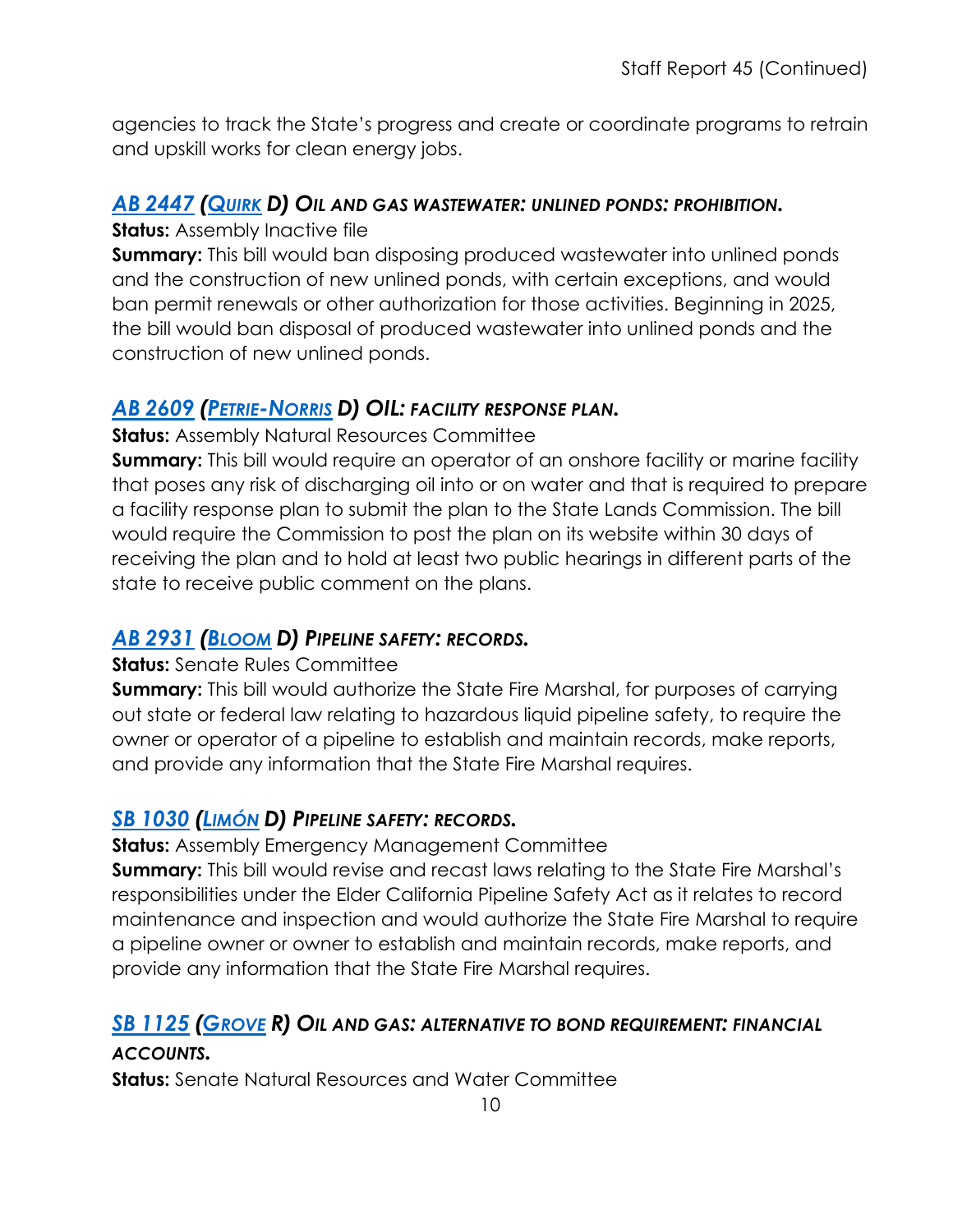agencies to track the State's progress and create or coordinate programs to retrain and upskill works for clean energy jobs.

### *[AB 2447](#) ([Quirk](#) D) Oil and gas wastewater: unlined ponds: prohibition.*

**Status:** Assembly Inactive file
**Summary:** This bill would ban disposing produced wastewater into unlined ponds and the construction of new unlined ponds, with certain exceptions, and would ban permit renewals or other authorization for those activities. Beginning in 2025, the bill would ban disposal of produced wastewater into unlined ponds and the construction of new unlined ponds.

### *[AB 2609](#) ([Petrie-Norris](#) D) OIL: facility response plan.*

**Status:** Assembly Natural Resources Committee
**Summary:** This bill would require an operator of an onshore facility or marine facility that poses any risk of discharging oil into or on water and that is required to prepare a facility response plan to submit the plan to the State Lands Commission. The bill would require the Commission to post the plan on its website within 30 days of receiving the plan and to hold at least two public hearings in different parts of the state to receive public comment on the plans.

### *[AB 2931](#) ([Bloom](#) D) Pipeline safety: records.*

**Status:** Senate Rules Committee
**Summary:** This bill would authorize the State Fire Marshal, for purposes of carrying out state or federal law relating to hazardous liquid pipeline safety, to require the owner or operator of a pipeline to establish and maintain records, make reports, and provide any information that the State Fire Marshal requires.

### *[SB 1030](#) ([Limón](#) D) Pipeline safety: records.*

**Status:** Assembly Emergency Management Committee
**Summary:** This bill would revise and recast laws relating to the State Fire Marshal's responsibilities under the Elder California Pipeline Safety Act as it relates to record maintenance and inspection and would authorize the State Fire Marshal to require a pipeline owner or owner to establish and maintain records, make reports, and provide any information that the State Fire Marshal requires.

### *[SB 1125](#) ([Grove](#) R) Oil and gas: alternative to bond requirement: financial accounts.*

**Status:** Senate Natural Resources and Water Committee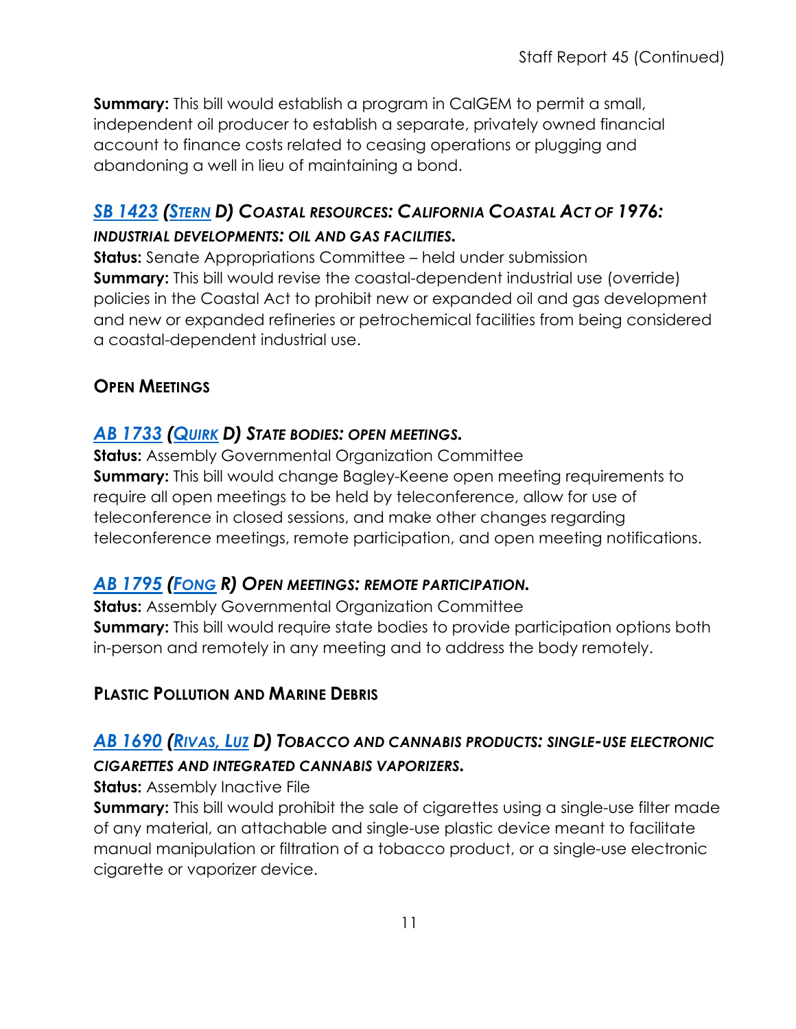**Summary:** This bill would establish a program in CalGEM to permit a small, independent oil producer to establish a separate, privately owned financial account to finance costs related to ceasing operations or plugging and abandoning a well in lieu of maintaining a bond.

### *SB 1423 (Stern D) Coastal resources: California Coastal Act of 1976: industrial developments: oil and gas facilities.*

**Status:** Senate Appropriations Committee – held under submission
**Summary:** This bill would revise the coastal-dependent industrial use (override) policies in the Coastal Act to prohibit new or expanded oil and gas development and new or expanded refineries or petrochemical facilities from being considered a coastal-dependent industrial use.

## Open Meetings

### *AB 1733 (Quirk D) State bodies: open meetings.*

**Status:** Assembly Governmental Organization Committee
**Summary:** This bill would change Bagley-Keene open meeting requirements to require all open meetings to be held by teleconference, allow for use of teleconference in closed sessions, and make other changes regarding teleconference meetings, remote participation, and open meeting notifications.

### *AB 1795 (Fong R) Open meetings: remote participation.*

**Status:** Assembly Governmental Organization Committee
**Summary:** This bill would require state bodies to provide participation options both in-person and remotely in any meeting and to address the body remotely.

## Plastic Pollution and Marine Debris

### *AB 1690 (Rivas, Luz D) Tobacco and cannabis products: single-use electronic cigarettes and integrated cannabis vaporizers.*

**Status:** Assembly Inactive File
**Summary:** This bill would prohibit the sale of cigarettes using a single-use filter made of any material, an attachable and single-use plastic device meant to facilitate manual manipulation or filtration of a tobacco product, or a single-use electronic cigarette or vaporizer device.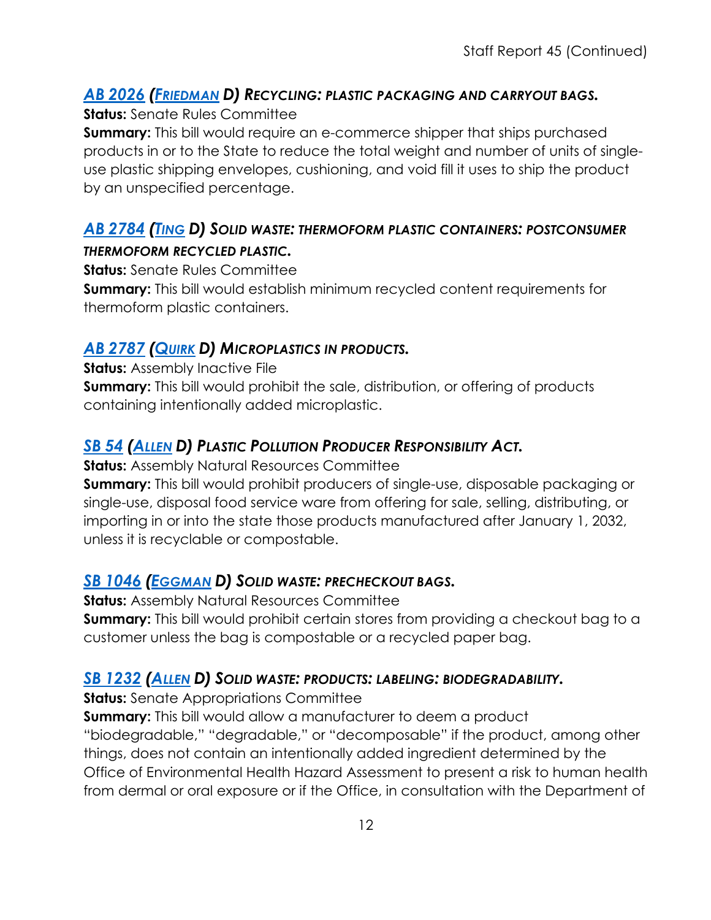### *AB 2026 (FRIEDMAN D) RECYCLING: PLASTIC PACKAGING AND CARRYOUT BAGS.*

**Status:** Senate Rules Committee

**Summary:** This bill would require an e-commerce shipper that ships purchased products in or to the State to reduce the total weight and number of units of single-use plastic shipping envelopes, cushioning, and void fill it uses to ship the product by an unspecified percentage.

### *AB 2784 (TING D) SOLID WASTE: THERMOFORM PLASTIC CONTAINERS: POSTCONSUMER THERMOFORM RECYCLED PLASTIC.*

**Status:** Senate Rules Committee

**Summary:** This bill would establish minimum recycled content requirements for thermoform plastic containers.

### *AB 2787 (QUIRK D) MICROPLASTICS IN PRODUCTS.*

**Status:** Assembly Inactive File

**Summary:** This bill would prohibit the sale, distribution, or offering of products containing intentionally added microplastic.

### *SB 54 (ALLEN D) PLASTIC POLLUTION PRODUCER RESPONSIBILITY ACT.*

**Status:** Assembly Natural Resources Committee

**Summary:** This bill would prohibit producers of single-use, disposable packaging or single-use, disposal food service ware from offering for sale, selling, distributing, or importing in or into the state those products manufactured after January 1, 2032, unless it is recyclable or compostable.

### *SB 1046 (EGGMAN D) SOLID WASTE: PRECHECKOUT BAGS.*

**Status:** Assembly Natural Resources Committee

**Summary:** This bill would prohibit certain stores from providing a checkout bag to a customer unless the bag is compostable or a recycled paper bag.

### *SB 1232 (ALLEN D) SOLID WASTE: PRODUCTS: LABELING: BIODEGRADABILITY.*

**Status:** Senate Appropriations Committee

**Summary:** This bill would allow a manufacturer to deem a product "biodegradable," "degradable," or "decomposable" if the product, among other things, does not contain an intentionally added ingredient determined by the Office of Environmental Health Hazard Assessment to present a risk to human health from dermal or oral exposure or if the Office, in consultation with the Department of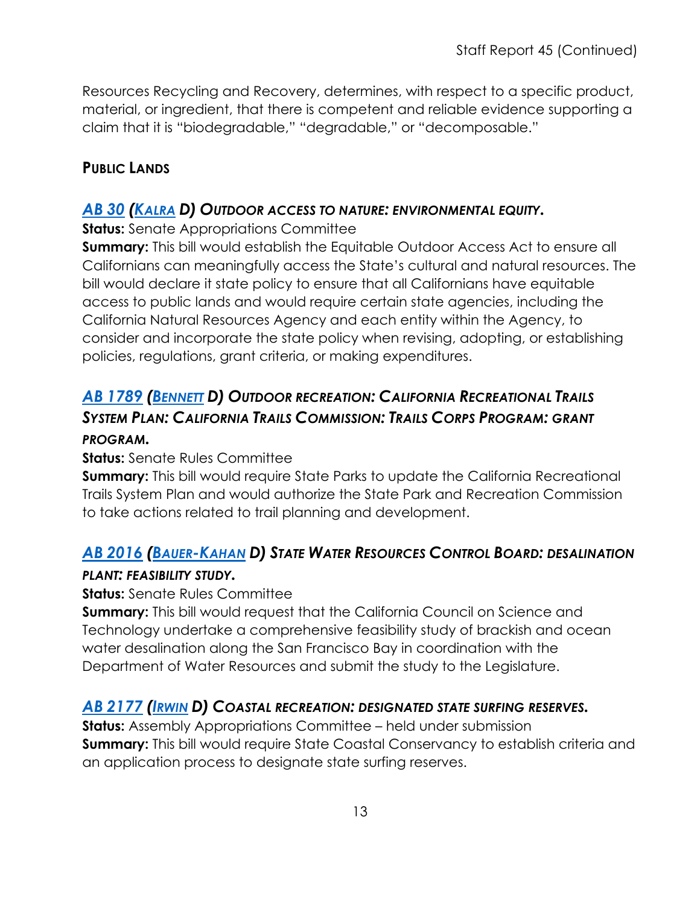Resources Recycling and Recovery, determines, with respect to a specific product, material, or ingredient, that there is competent and reliable evidence supporting a claim that it is "biodegradable," "degradable," or "decomposable."

## PUBLIC LANDS

### *AB 30 (KALRA D) OUTDOOR ACCESS TO NATURE: ENVIRONMENTAL EQUITY.*

**Status:** Senate Appropriations Committee

**Summary:** This bill would establish the Equitable Outdoor Access Act to ensure all Californians can meaningfully access the State's cultural and natural resources. The bill would declare it state policy to ensure that all Californians have equitable access to public lands and would require certain state agencies, including the California Natural Resources Agency and each entity within the Agency, to consider and incorporate the state policy when revising, adopting, or establishing policies, regulations, grant criteria, or making expenditures.

### *AB 1789 (BENNETT D) OUTDOOR RECREATION: CALIFORNIA RECREATIONAL TRAILS SYSTEM PLAN: CALIFORNIA TRAILS COMMISSION: TRAILS CORPS PROGRAM: GRANT PROGRAM.*

**Status:** Senate Rules Committee

**Summary:** This bill would require State Parks to update the California Recreational Trails System Plan and would authorize the State Park and Recreation Commission to take actions related to trail planning and development.

### *AB 2016 (BAUER-KAHAN D) STATE WATER RESOURCES CONTROL BOARD: DESALINATION PLANT: FEASIBILITY STUDY.*

**Status:** Senate Rules Committee

**Summary:** This bill would request that the California Council on Science and Technology undertake a comprehensive feasibility study of brackish and ocean water desalination along the San Francisco Bay in coordination with the Department of Water Resources and submit the study to the Legislature.

### *AB 2177 (IRWIN D) COASTAL RECREATION: DESIGNATED STATE SURFING RESERVES.*

**Status:** Assembly Appropriations Committee – held under submission

**Summary:** This bill would require State Coastal Conservancy to establish criteria and an application process to designate state surfing reserves.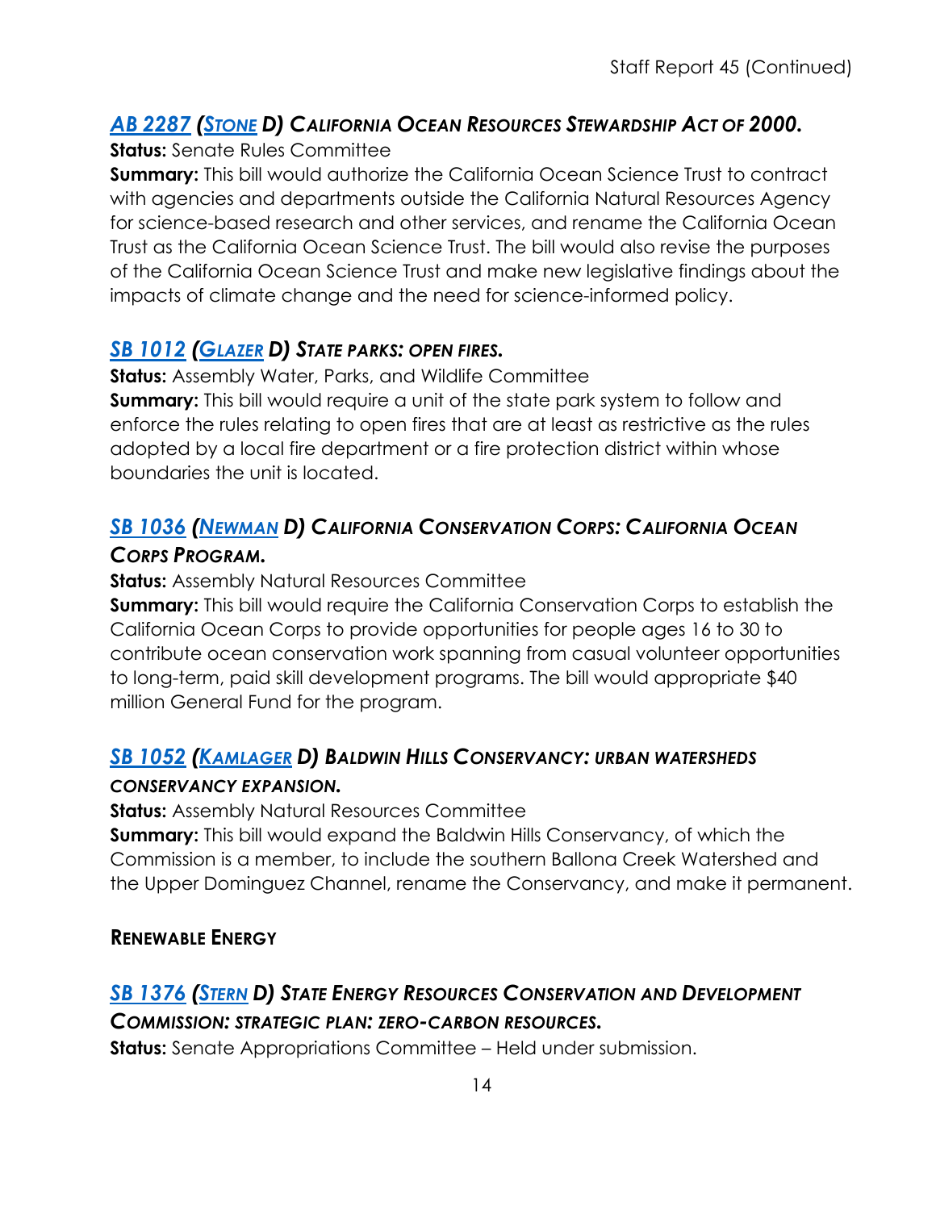### [AB 2287](#) ([Stone](#) D) California Ocean Resources Stewardship Act of 2000.

**Status:** Senate Rules Committee

**Summary:** This bill would authorize the California Ocean Science Trust to contract with agencies and departments outside the California Natural Resources Agency for science-based research and other services, and rename the California Ocean Trust as the California Ocean Science Trust. The bill would also revise the purposes of the California Ocean Science Trust and make new legislative findings about the impacts of climate change and the need for science-informed policy.

### [SB 1012](#) ([Glazer](#) D) State parks: open fires.

**Status:** Assembly Water, Parks, and Wildlife Committee

**Summary:** This bill would require a unit of the state park system to follow and enforce the rules relating to open fires that are at least as restrictive as the rules adopted by a local fire department or a fire protection district within whose boundaries the unit is located.

### [SB 1036](#) ([Newman](#) D) California Conservation Corps: California Ocean Corps Program.

**Status:** Assembly Natural Resources Committee

**Summary:** This bill would require the California Conservation Corps to establish the California Ocean Corps to provide opportunities for people ages 16 to 30 to contribute ocean conservation work spanning from casual volunteer opportunities to long-term, paid skill development programs. The bill would appropriate $40 million General Fund for the program.

### [SB 1052](#) ([Kamlager](#) D) Baldwin Hills Conservancy: urban watersheds conservancy expansion.

**Status:** Assembly Natural Resources Committee

**Summary:** This bill would expand the Baldwin Hills Conservancy, of which the Commission is a member, to include the southern Ballona Creek Watershed and the Upper Dominguez Channel, rename the Conservancy, and make it permanent.

## Renewable Energy

### [SB 1376](#) ([Stern](#) D) State Energy Resources Conservation and Development Commission: strategic plan: zero-carbon resources.

**Status**: Senate Appropriations Committee – Held under submission.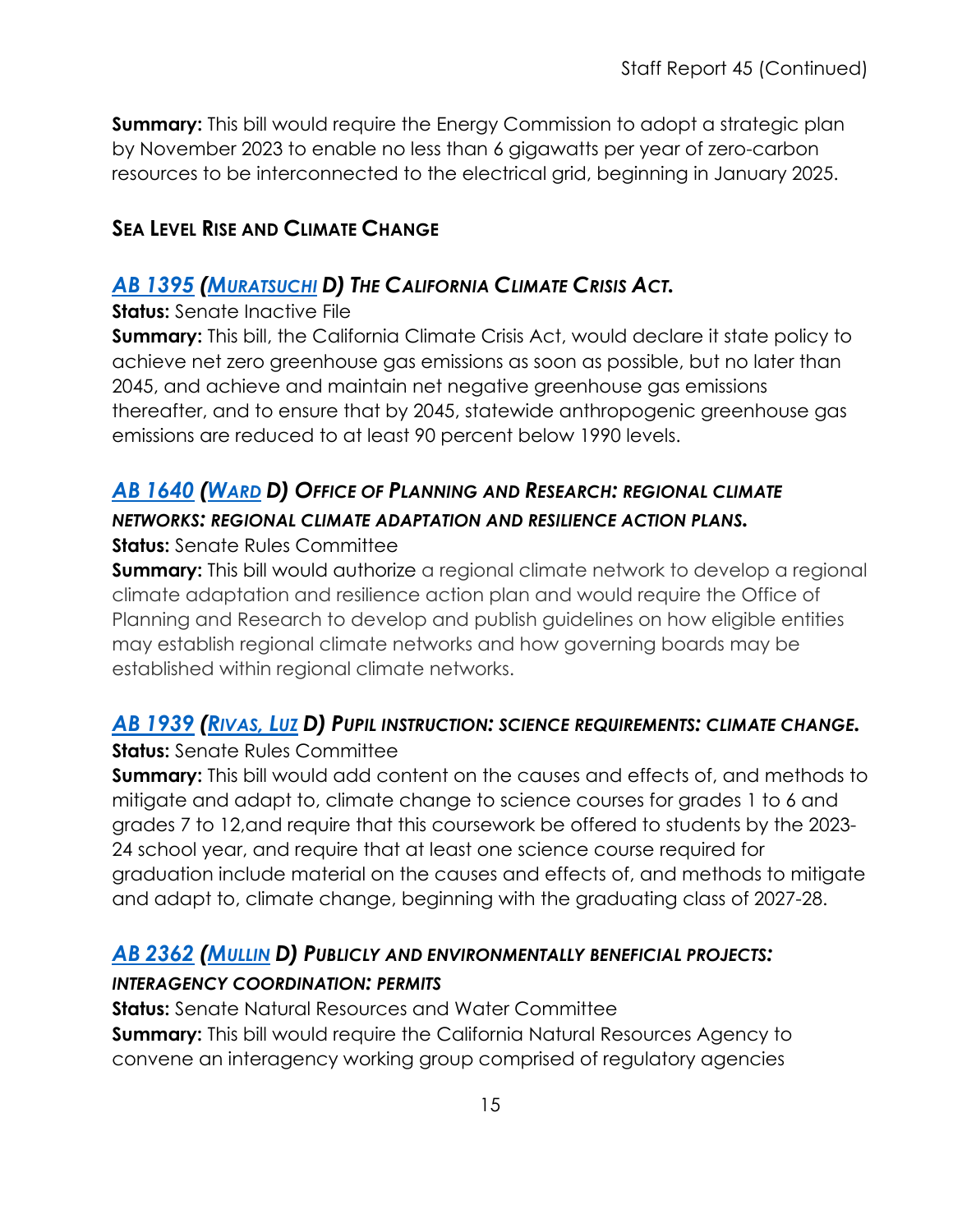**Summary:** This bill would require the Energy Commission to adopt a strategic plan by November 2023 to enable no less than 6 gigawatts per year of zero-carbon resources to be interconnected to the electrical grid, beginning in January 2025.

## SEA LEVEL RISE AND CLIMATE CHANGE

### *AB 1395 (MURATSUCHI D) THE CALIFORNIA CLIMATE CRISIS ACT.*

**Status:** Senate Inactive File
**Summary:** This bill, the California Climate Crisis Act, would declare it state policy to achieve net zero greenhouse gas emissions as soon as possible, but no later than 2045, and achieve and maintain net negative greenhouse gas emissions thereafter, and to ensure that by 2045, statewide anthropogenic greenhouse gas emissions are reduced to at least 90 percent below 1990 levels.

### *AB 1640 (WARD D) OFFICE OF PLANNING AND RESEARCH: REGIONAL CLIMATE NETWORKS: REGIONAL CLIMATE ADAPTATION AND RESILIENCE ACTION PLANS.*

**Status:** Senate Rules Committee
**Summary:** This bill would authorize a regional climate network to develop a regional climate adaptation and resilience action plan and would require the Office of Planning and Research to develop and publish guidelines on how eligible entities may establish regional climate networks and how governing boards may be established within regional climate networks.

### *AB 1939 (RIVAS, LUZ D) PUPIL INSTRUCTION: SCIENCE REQUIREMENTS: CLIMATE CHANGE.*

**Status:** Senate Rules Committee
**Summary:** This bill would add content on the causes and effects of, and methods to mitigate and adapt to, climate change to science courses for grades 1 to 6 and grades 7 to 12,and require that this coursework be offered to students by the 2023-24 school year, and require that at least one science course required for graduation include material on the causes and effects of, and methods to mitigate and adapt to, climate change, beginning with the graduating class of 2027-28.

### *AB 2362 (MULLIN D) PUBLICLY AND ENVIRONMENTALLY BENEFICIAL PROJECTS: INTERAGENCY COORDINATION: PERMITS*

**Status:** Senate Natural Resources and Water Committee
**Summary:** This bill would require the California Natural Resources Agency to convene an interagency working group comprised of regulatory agencies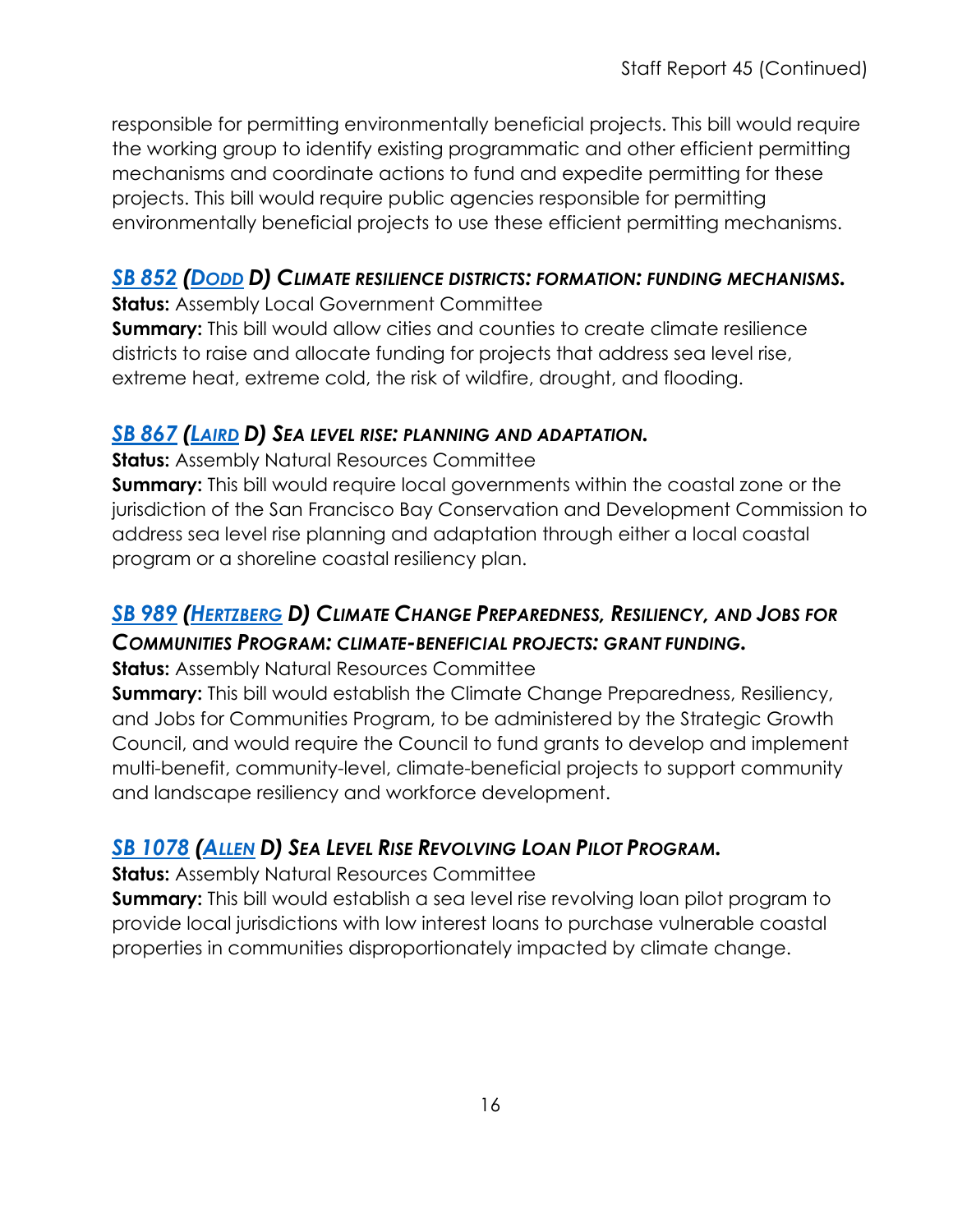responsible for permitting environmentally beneficial projects. This bill would require the working group to identify existing programmatic and other efficient permitting mechanisms and coordinate actions to fund and expedite permitting for these projects. This bill would require public agencies responsible for permitting environmentally beneficial projects to use these efficient permitting mechanisms.

### *SB 852 (Dodd D) Climate resilience districts: formation: funding mechanisms.*

**Status:** Assembly Local Government Committee

**Summary:** This bill would allow cities and counties to create climate resilience districts to raise and allocate funding for projects that address sea level rise, extreme heat, extreme cold, the risk of wildfire, drought, and flooding.

### *SB 867 (Laird D) Sea level rise: planning and adaptation.*

**Status:** Assembly Natural Resources Committee

**Summary:** This bill would require local governments within the coastal zone or the jurisdiction of the San Francisco Bay Conservation and Development Commission to address sea level rise planning and adaptation through either a local coastal program or a shoreline coastal resiliency plan.

### *SB 989 (Hertzberg D) Climate Change Preparedness, Resiliency, and Jobs for Communities Program: climate-beneficial projects: grant funding.*

**Status:** Assembly Natural Resources Committee

**Summary:** This bill would establish the Climate Change Preparedness, Resiliency, and Jobs for Communities Program, to be administered by the Strategic Growth Council, and would require the Council to fund grants to develop and implement multi-benefit, community-level, climate-beneficial projects to support community and landscape resiliency and workforce development.

### *SB 1078 (Allen D) Sea Level Rise Revolving Loan Pilot Program.*

**Status:** Assembly Natural Resources Committee

**Summary:** This bill would establish a sea level rise revolving loan pilot program to provide local jurisdictions with low interest loans to purchase vulnerable coastal properties in communities disproportionately impacted by climate change.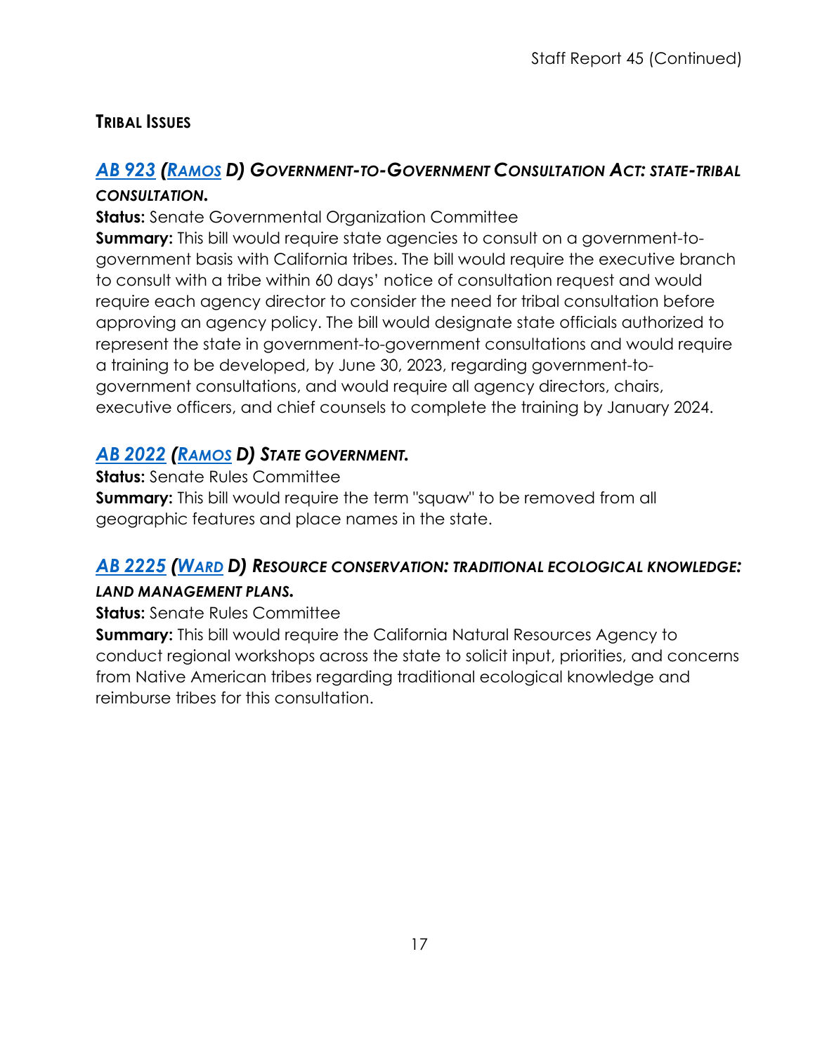## TRIBAL ISSUES

### *AB 923 (RAMOS D) GOVERNMENT-TO-GOVERNMENT CONSULTATION ACT: STATE-TRIBAL CONSULTATION.*

**Status:** Senate Governmental Organization Committee

**Summary:** This bill would require state agencies to consult on a government-to-government basis with California tribes. The bill would require the executive branch to consult with a tribe within 60 days' notice of consultation request and would require each agency director to consider the need for tribal consultation before approving an agency policy. The bill would designate state officials authorized to represent the state in government-to-government consultations and would require a training to be developed, by June 30, 2023, regarding government-to-government consultations, and would require all agency directors, chairs, executive officers, and chief counsels to complete the training by January 2024.

### *AB 2022 (RAMOS D) STATE GOVERNMENT.*

**Status:** Senate Rules Committee

**Summary:** This bill would require the term "squaw" to be removed from all geographic features and place names in the state.

### *AB 2225 (WARD D) RESOURCE CONSERVATION: TRADITIONAL ECOLOGICAL KNOWLEDGE: LAND MANAGEMENT PLANS.*

**Status:** Senate Rules Committee

**Summary:** This bill would require the California Natural Resources Agency to conduct regional workshops across the state to solicit input, priorities, and concerns from Native American tribes regarding traditional ecological knowledge and reimburse tribes for this consultation.